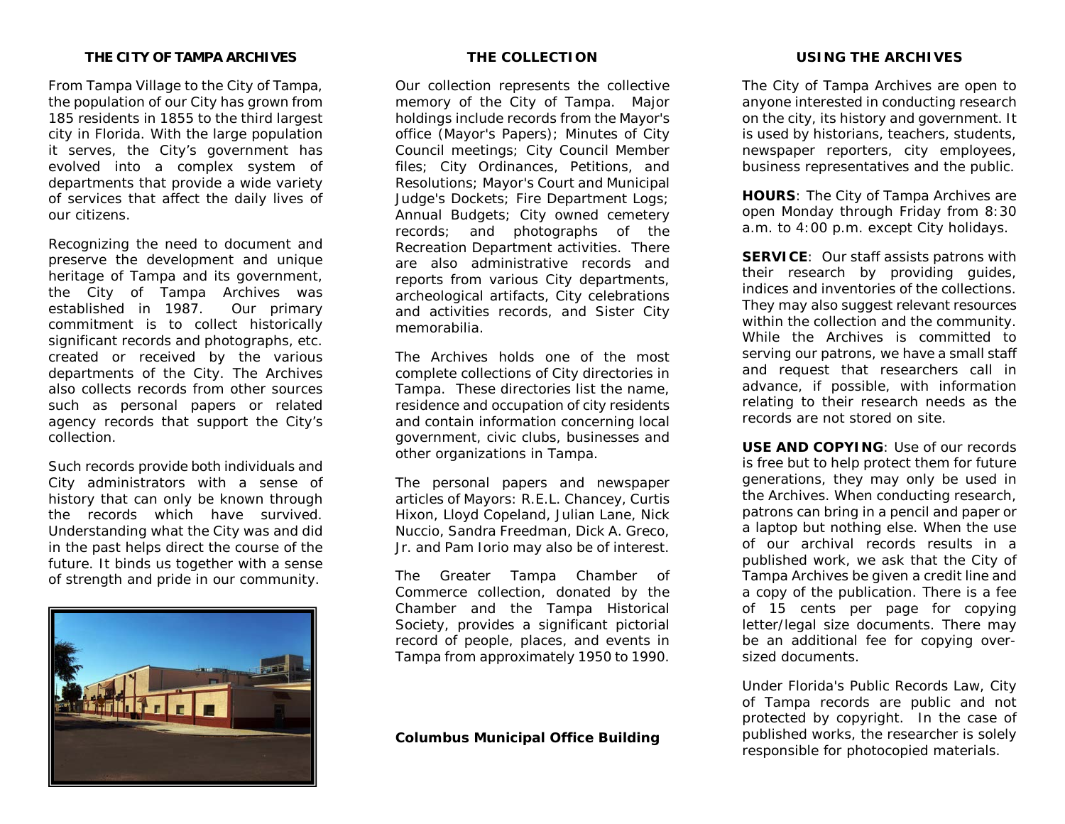## THE CITY OF TAMPA ARCHIVES

From Tampa Village to the City of Tampa, the population of our City has grown from 185 residents in 1855 to the third largest city in Florida. With the large population it serves, the City's government has evolved into a complex system of departments that provide a wide variety of services that affect the daily lives of our citizens.

Recognizing the need to document and preserve the development and unique heritage of Tampa and its government, the City of Tampa Archives was established in 1987. Our primary commitment is to collect historically significant records and photographs, etc. created or received by the various departments of the City. The Archives also collects records from other sources such as personal papers or related agency records that support the City's collection.

Such records provide both individuals and City administrators with a sense of history that can only be known through the records which have survived. Understanding what the City was and did in the past helps direct the course of the future. It binds us together with a sense of strength and pride in our community.

## THE COLLECTION

Our collection represents the collective memory of the City of Tampa. Major holdings include records from the Mayor's office (Mayor's Papers); Minutes of City Council meetings; City Council Member files; City Ordinances, Petitions, and Resolutions; Mayor's Court and Municipal Judge's Dockets; Fire Department Logs; Annual Budgets; City owned cemetery records; and photographs of the Recreation Department activities. There are also administrative records and reports from various City departments, archeological artifacts, City celebrations and activities records, and Sister City memorabilia.

The Archives holds one of the most complete collections of City directories in Tampa. These directories list the name, residence and occupation of city residents and contain information concerning local government, civic clubs, businesses and other organizations in Tampa.

The personal papers and newspaper articles of Mayors: R.E.L. Chancey, Curtis Hixon, Lloyd Copeland, Julian Lane, Nick Nuccio, Sandra Freedman, Dick A. Greco, Jr. and Pam Iorio may also be of interest.

The Greater Tampa Chamber of Commerce collection, donated by the Chamber and the Tampa Historical Society, provides a significant pictorial record of people, places, and events in Tampa from approximately 1950 to 1990.

**Columbus Municipal Office Building**

## USING THE ARCHIVES

The City of Tampa Archives are open to anyone interested in conducting research on the city, its history and government. It is used by historians, teachers, students, newspaper reporters, city employees, business representatives and the public.

**HOURS**: The City of Tampa Archives are open Monday through Friday from 8:30 a.m. to 4:00 p.m. except City holidays.

**SERVICE**: Our staff assists patrons with their research by providing guides, indices and inventories of the collections. They may also suggest relevant resources within the collection and the community. While the Archives is committed to serving our patrons, we have a small staff and request that researchers call in advance, if possible, with information relating to their research needs as the records are not stored on site.

**USE AND COPYING**: Use of our records is free but to help protect them for future generations, they may only be used in the Archives. When conducting research, patrons can bring in a pencil and paper or a laptop but nothing else. When the use of our archival records results in a published work, we ask that the City of Tampa Archives be given a credit line and a copy of the publication. There is a fee of 15 cents per page for copying letter/legal size documents. There may be an additional fee for copying over-sized documents.

Under Florida's Public Records Law, City of Tampa records are public and not protected by copyright. In the case of published works, the researcher is solely responsible for photocopied materials.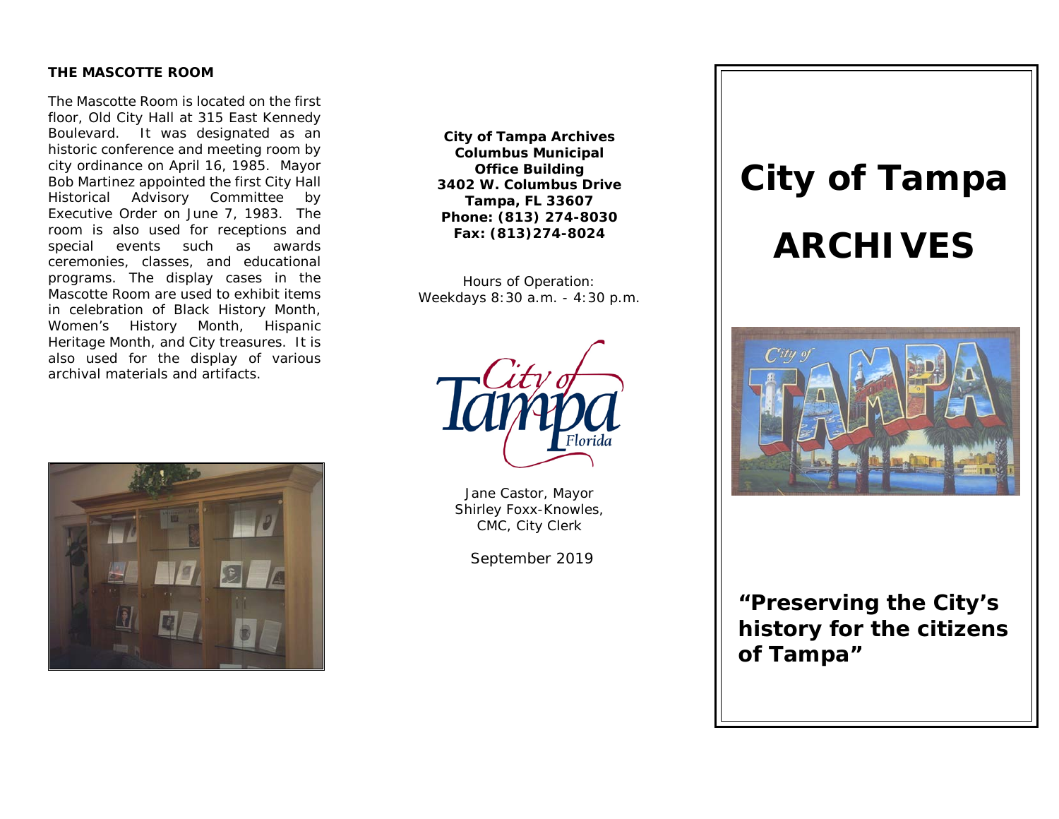### THE MASCOTTE ROOM

The Mascotte Room is located on the first floor, Old City Hall at 315 East Kennedy Boulevard. It was designated as an historic conference and meeting room by city ordinance on April 16, 1985. Mayor Bob Martinez appointed the first City Hall Historical Advisory Committee by Executive Order on June 7, 1983. The room is also used for receptions and special events such as awards ceremonies, classes, and educational programs. The display cases in the Mascotte Room are used to exhibit items in celebration of Black History Month, Women's History Month, Hispanic Heritage Month, and City treasures. It is also used for the display of various archival materials and artifacts.

**City of Tampa Archives**
**Columbus Municipal Office Building**
**3402 W. Columbus Drive**
**Tampa, FL 33607**
**Phone: (813) 274-8030**
**Fax: (813)274-8024**

Hours of Operation:
Weekdays 8:30 a.m. - 4:30 p.m.

City of Tampa Florida

Jane Castor, Mayor
Shirley Foxx-Knowles, CMC, City Clerk

September 2019

# City of Tampa

# ARCHIVES

***"Preserving the City's history for the citizens of Tampa"***